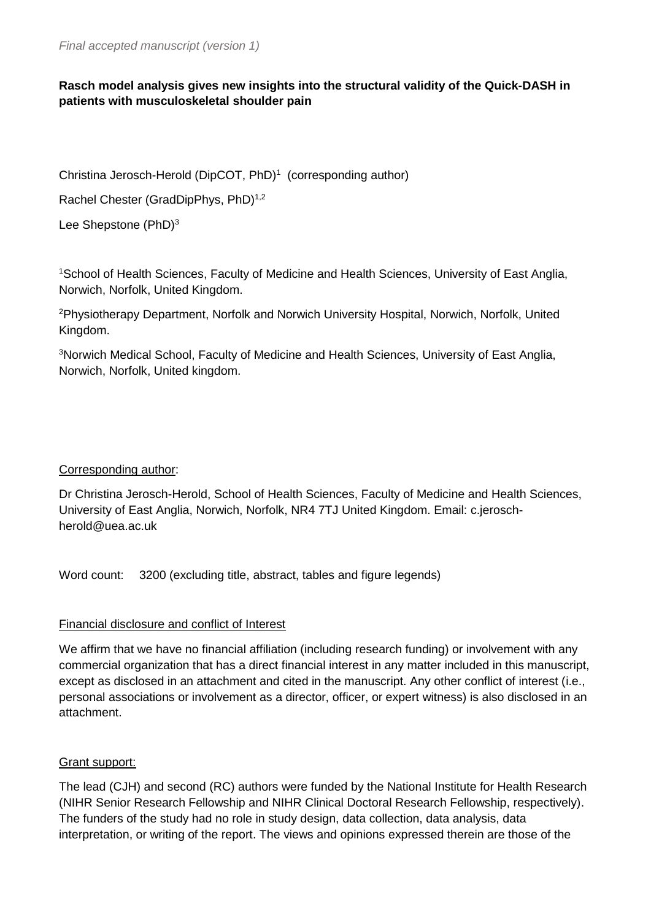*Final accepted manuscript (version 1)*

**Rasch model analysis gives new insights into the structural validity of the Quick-DASH in patients with musculoskeletal shoulder pain**

Christina Jerosch-Herold (DipCOT, PhD)[1] (corresponding author)

Rachel Chester (GradDipPhys, PhD)[1,2]

Lee Shepstone (PhD)[3]

[1]School of Health Sciences, Faculty of Medicine and Health Sciences, University of East Anglia, Norwich, Norfolk, United Kingdom.

[2]Physiotherapy Department, Norfolk and Norwich University Hospital, Norwich, Norfolk, United Kingdom.

[3]Norwich Medical School, Faculty of Medicine and Health Sciences, University of East Anglia, Norwich, Norfolk, United kingdom.

Corresponding author:

Dr Christina Jerosch-Herold, School of Health Sciences, Faculty of Medicine and Health Sciences, University of East Anglia, Norwich, Norfolk, NR4 7TJ United Kingdom. Email: c.jerosch-herold@uea.ac.uk

Word count: 3200 (excluding title, abstract, tables and figure legends)

Financial disclosure and conflict of Interest

We affirm that we have no financial affiliation (including research funding) or involvement with any commercial organization that has a direct financial interest in any matter included in this manuscript, except as disclosed in an attachment and cited in the manuscript. Any other conflict of interest (i.e., personal associations or involvement as a director, officer, or expert witness) is also disclosed in an attachment.

Grant support:

The lead (CJH) and second (RC) authors were funded by the National Institute for Health Research (NIHR Senior Research Fellowship and NIHR Clinical Doctoral Research Fellowship, respectively). The funders of the study had no role in study design, data collection, data analysis, data interpretation, or writing of the report. The views and opinions expressed therein are those of the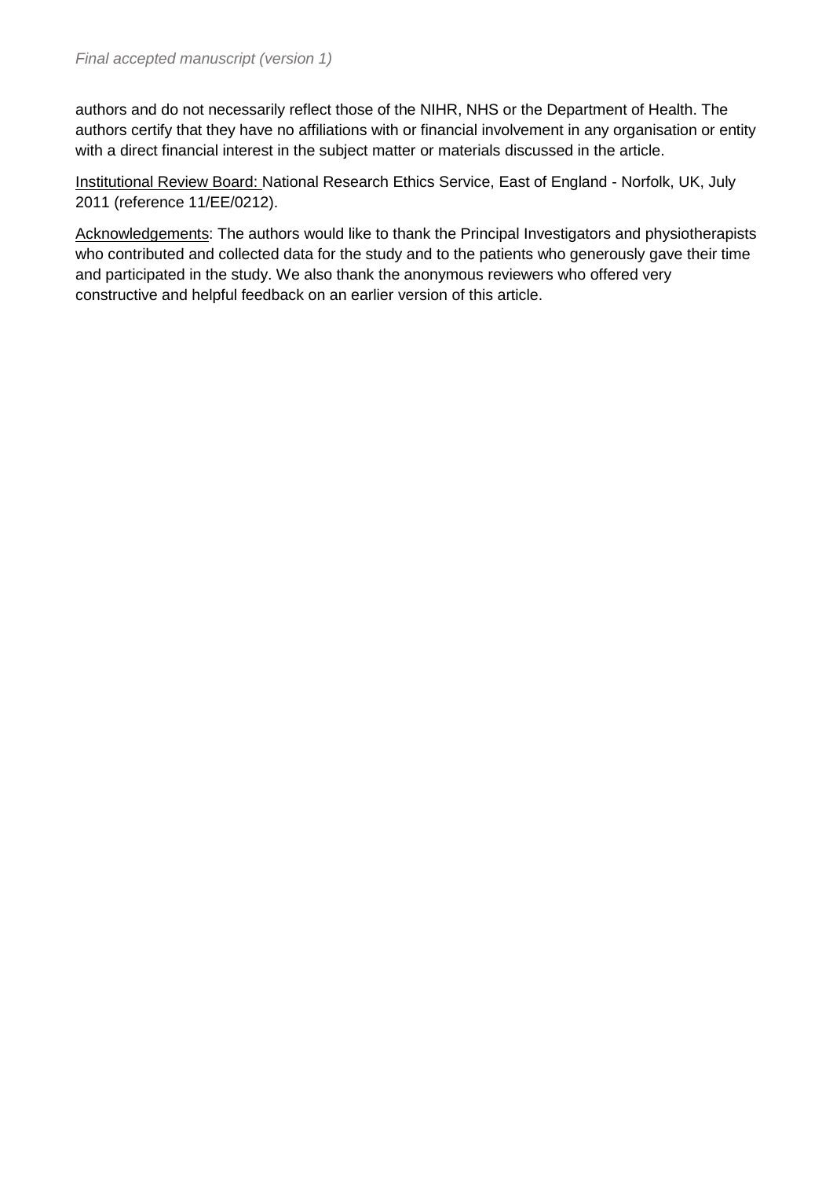authors and do not necessarily reflect those of the NIHR, NHS or the Department of Health. The authors certify that they have no affiliations with or financial involvement in any organisation or entity with a direct financial interest in the subject matter or materials discussed in the article.

Institutional Review Board: National Research Ethics Service, East of England - Norfolk, UK, July 2011 (reference 11/EE/0212).

Acknowledgements: The authors would like to thank the Principal Investigators and physiotherapists who contributed and collected data for the study and to the patients who generously gave their time and participated in the study. We also thank the anonymous reviewers who offered very constructive and helpful feedback on an earlier version of this article.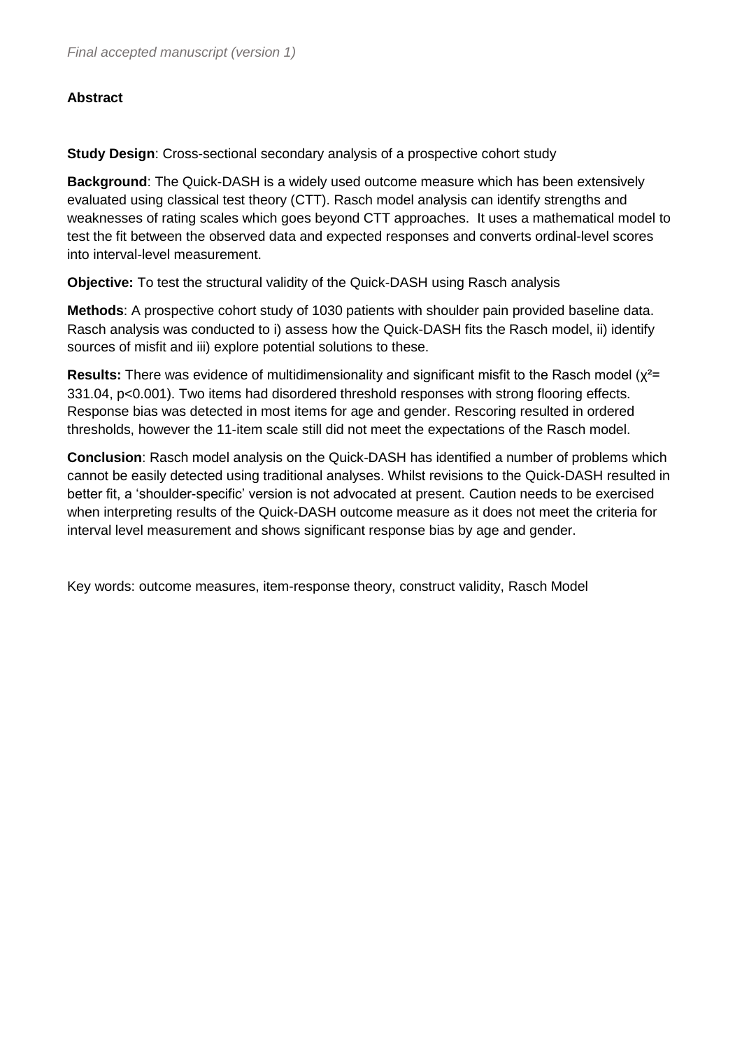*Final accepted manuscript (version 1)*

**Abstract**

**Study Design**: Cross-sectional secondary analysis of a prospective cohort study

**Background**: The Quick-DASH is a widely used outcome measure which has been extensively evaluated using classical test theory (CTT). Rasch model analysis can identify strengths and weaknesses of rating scales which goes beyond CTT approaches. It uses a mathematical model to test the fit between the observed data and expected responses and converts ordinal-level scores into interval-level measurement.

**Objective:** To test the structural validity of the Quick-DASH using Rasch analysis

**Methods**: A prospective cohort study of 1030 patients with shoulder pain provided baseline data. Rasch analysis was conducted to i) assess how the Quick-DASH fits the Rasch model, ii) identify sources of misfit and iii) explore potential solutions to these.

**Results:** There was evidence of multidimensionality and significant misfit to the Rasch model ($\chi^2$= 331.04, $p<0.001$). Two items had disordered threshold responses with strong flooring effects. Response bias was detected in most items for age and gender. Rescoring resulted in ordered thresholds, however the 11-item scale still did not meet the expectations of the Rasch model.

**Conclusion**: Rasch model analysis on the Quick-DASH has identified a number of problems which cannot be easily detected using traditional analyses. Whilst revisions to the Quick-DASH resulted in better fit, a 'shoulder-specific' version is not advocated at present. Caution needs to be exercised when interpreting results of the Quick-DASH outcome measure as it does not meet the criteria for interval level measurement and shows significant response bias by age and gender.

Key words: outcome measures, item-response theory, construct validity, Rasch Model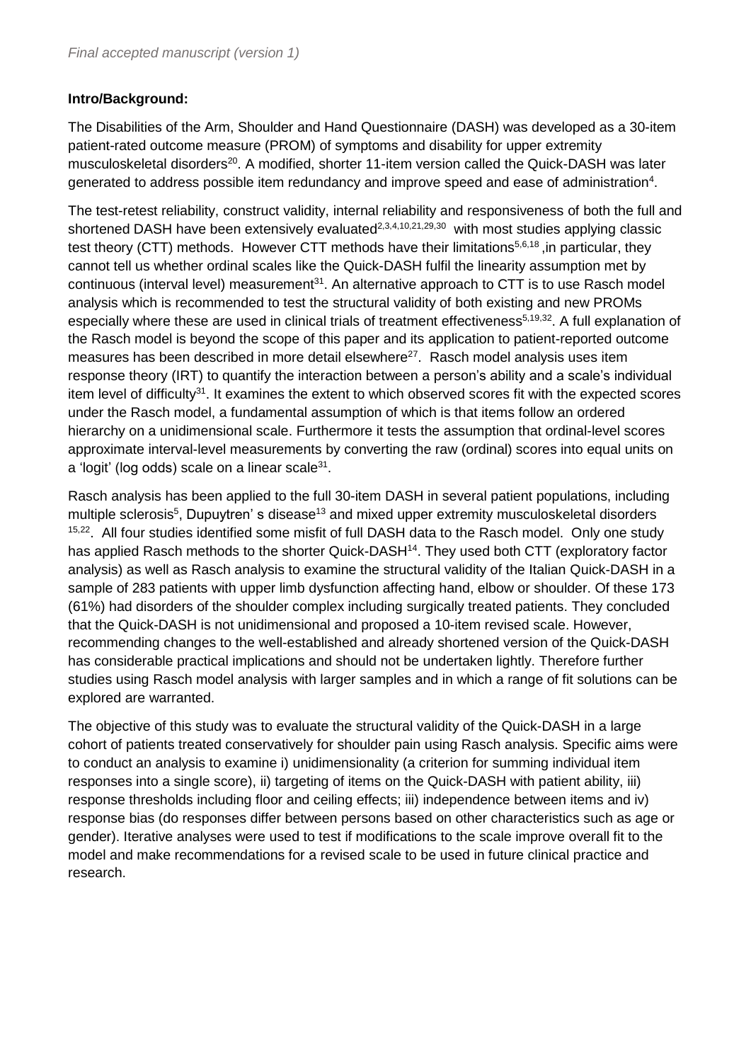**Intro/Background:**

The Disabilities of the Arm, Shoulder and Hand Questionnaire (DASH) was developed as a 30-item patient-rated outcome measure (PROM) of symptoms and disability for upper extremity musculoskeletal disorders[20]. A modified, shorter 11-item version called the Quick-DASH was later generated to address possible item redundancy and improve speed and ease of administration[4].

The test-retest reliability, construct validity, internal reliability and responsiveness of both the full and shortened DASH have been extensively evaluated[2,3,4,10,21,29,30] with most studies applying classic test theory (CTT) methods. However CTT methods have their limitations[5,6,18] ,in particular, they cannot tell us whether ordinal scales like the Quick-DASH fulfil the linearity assumption met by continuous (interval level) measurement[31]. An alternative approach to CTT is to use Rasch model analysis which is recommended to test the structural validity of both existing and new PROMs especially where these are used in clinical trials of treatment effectiveness[5,19,32]. A full explanation of the Rasch model is beyond the scope of this paper and its application to patient-reported outcome measures has been described in more detail elsewhere[27]. Rasch model analysis uses item response theory (IRT) to quantify the interaction between a person's ability and a scale's individual item level of difficulty[31]. It examines the extent to which observed scores fit with the expected scores under the Rasch model, a fundamental assumption of which is that items follow an ordered hierarchy on a unidimensional scale. Furthermore it tests the assumption that ordinal-level scores approximate interval-level measurements by converting the raw (ordinal) scores into equal units on a 'logit' (log odds) scale on a linear scale[31].

Rasch analysis has been applied to the full 30-item DASH in several patient populations, including multiple sclerosis[5], Dupuytren' s disease[13] and mixed upper extremity musculoskeletal disorders [15,22]. All four studies identified some misfit of full DASH data to the Rasch model. Only one study has applied Rasch methods to the shorter Quick-DASH[14]. They used both CTT (exploratory factor analysis) as well as Rasch analysis to examine the structural validity of the Italian Quick-DASH in a sample of 283 patients with upper limb dysfunction affecting hand, elbow or shoulder. Of these 173 (61%) had disorders of the shoulder complex including surgically treated patients. They concluded that the Quick-DASH is not unidimensional and proposed a 10-item revised scale. However, recommending changes to the well-established and already shortened version of the Quick-DASH has considerable practical implications and should not be undertaken lightly. Therefore further studies using Rasch model analysis with larger samples and in which a range of fit solutions can be explored are warranted.

The objective of this study was to evaluate the structural validity of the Quick-DASH in a large cohort of patients treated conservatively for shoulder pain using Rasch analysis. Specific aims were to conduct an analysis to examine i) unidimensionality (a criterion for summing individual item responses into a single score), ii) targeting of items on the Quick-DASH with patient ability, iii) response thresholds including floor and ceiling effects; iii) independence between items and iv) response bias (do responses differ between persons based on other characteristics such as age or gender). Iterative analyses were used to test if modifications to the scale improve overall fit to the model and make recommendations for a revised scale to be used in future clinical practice and research.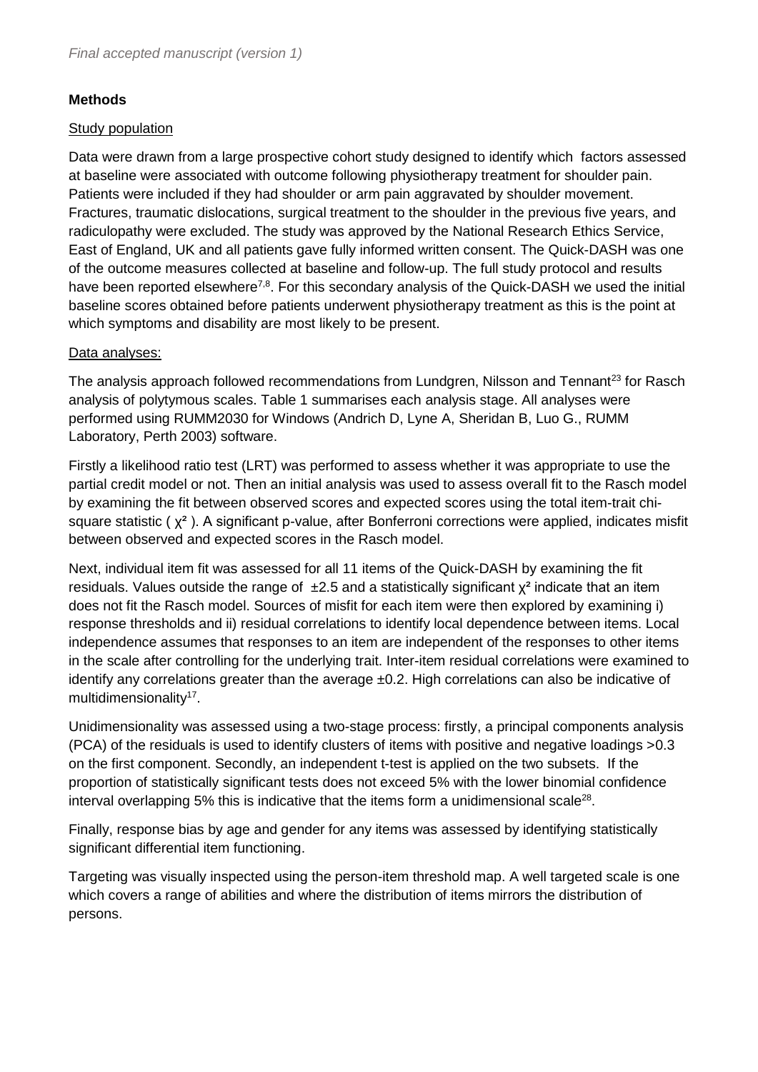**Methods**

Study population

Data were drawn from a large prospective cohort study designed to identify which factors assessed at baseline were associated with outcome following physiotherapy treatment for shoulder pain. Patients were included if they had shoulder or arm pain aggravated by shoulder movement. Fractures, traumatic dislocations, surgical treatment to the shoulder in the previous five years, and radiculopathy were excluded. The study was approved by the National Research Ethics Service, East of England, UK and all patients gave fully informed written consent. The Quick-DASH was one of the outcome measures collected at baseline and follow-up. The full study protocol and results have been reported elsewhere[7,8]. For this secondary analysis of the Quick-DASH we used the initial baseline scores obtained before patients underwent physiotherapy treatment as this is the point at which symptoms and disability are most likely to be present.

Data analyses:

The analysis approach followed recommendations from Lundgren, Nilsson and Tennant[23] for Rasch analysis of polytymous scales. Table 1 summarises each analysis stage. All analyses were performed using RUMM2030 for Windows (Andrich D, Lyne A, Sheridan B, Luo G., RUMM Laboratory, Perth 2003) software.

Firstly a likelihood ratio test (LRT) was performed to assess whether it was appropriate to use the partial credit model or not. Then an initial analysis was used to assess overall fit to the Rasch model by examining the fit between observed scores and expected scores using the total item-trait chi-square statistic ( $\chi^2$ ). A significant p-value, after Bonferroni corrections were applied, indicates misfit between observed and expected scores in the Rasch model.

Next, individual item fit was assessed for all 11 items of the Quick-DASH by examining the fit residuals. Values outside the range of $\pm 2.5$ and a statistically significant $\chi^2$ indicate that an item does not fit the Rasch model. Sources of misfit for each item were then explored by examining i) response thresholds and ii) residual correlations to identify local dependence between items. Local independence assumes that responses to an item are independent of the responses to other items in the scale after controlling for the underlying trait. Inter-item residual correlations were examined to identify any correlations greater than the average $\pm 0.2$. High correlations can also be indicative of multidimensionality[17].

Unidimensionality was assessed using a two-stage process: firstly, a principal components analysis (PCA) of the residuals is used to identify clusters of items with positive and negative loadings >0.3 on the first component. Secondly, an independent t-test is applied on the two subsets. If the proportion of statistically significant tests does not exceed 5% with the lower binomial confidence interval overlapping 5% this is indicative that the items form a unidimensional scale[28].

Finally, response bias by age and gender for any items was assessed by identifying statistically significant differential item functioning.

Targeting was visually inspected using the person-item threshold map. A well targeted scale is one which covers a range of abilities and where the distribution of items mirrors the distribution of persons.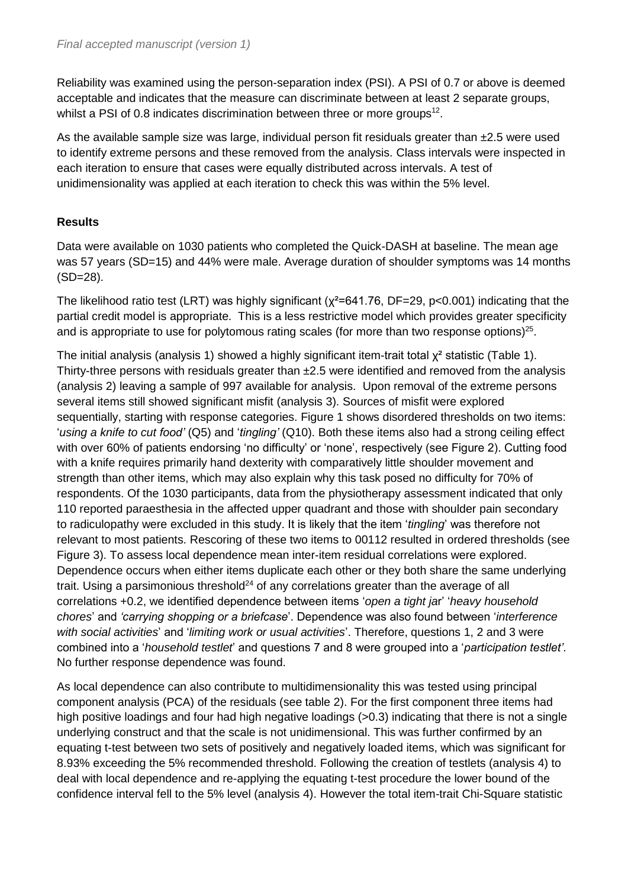Reliability was examined using the person-separation index (PSI). A PSI of 0.7 or above is deemed acceptable and indicates that the measure can discriminate between at least 2 separate groups, whilst a PSI of 0.8 indicates discrimination between three or more groups[12].

As the available sample size was large, individual person fit residuals greater than ±2.5 were used to identify extreme persons and these removed from the analysis. Class intervals were inspected in each iteration to ensure that cases were equally distributed across intervals. A test of unidimensionality was applied at each iteration to check this was within the 5% level.

**Results**

Data were available on 1030 patients who completed the Quick-DASH at baseline. The mean age was 57 years (SD=15) and 44% were male. Average duration of shoulder symptoms was 14 months (SD=28).

The likelihood ratio test (LRT) was highly significant ($\chi^2$=641.76, DF=29, p<0.001) indicating that the partial credit model is appropriate. This is a less restrictive model which provides greater specificity and is appropriate to use for polytomous rating scales (for more than two response options)[25].

The initial analysis (analysis 1) showed a highly significant item-trait total $\chi^2$ statistic (Table 1). Thirty-three persons with residuals greater than ±2.5 were identified and removed from the analysis (analysis 2) leaving a sample of 997 available for analysis. Upon removal of the extreme persons several items still showed significant misfit (analysis 3). Sources of misfit were explored sequentially, starting with response categories. Figure 1 shows disordered thresholds on two items: '*using a knife to cut food'* (Q5) and '*tingling'* (Q10). Both these items also had a strong ceiling effect with over 60% of patients endorsing 'no difficulty' or 'none', respectively (see Figure 2). Cutting food with a knife requires primarily hand dexterity with comparatively little shoulder movement and strength than other items, which may also explain why this task posed no difficulty for 70% of respondents. Of the 1030 participants, data from the physiotherapy assessment indicated that only 110 reported paraesthesia in the affected upper quadrant and those with shoulder pain secondary to radiculopathy were excluded in this study. It is likely that the item '*tingling*' was therefore not relevant to most patients. Rescoring of these two items to 00112 resulted in ordered thresholds (see Figure 3). To assess local dependence mean inter-item residual correlations were explored. Dependence occurs when either items duplicate each other or they both share the same underlying trait. Using a parsimonious threshold[24] of any correlations greater than the average of all correlations +0.2, we identified dependence between items '*open a tight ja*r' '*heavy household chores*' and *'carrying shopping or a briefcase*'. Dependence was also found between '*interference with social activities*' and '*limiting work or usual activities*'. Therefore, questions 1, 2 and 3 were combined into a '*household testlet*' and questions 7 and 8 were grouped into a '*participation testlet'*. No further response dependence was found.

As local dependence can also contribute to multidimensionality this was tested using principal component analysis (PCA) of the residuals (see table 2). For the first component three items had high positive loadings and four had high negative loadings (>0.3) indicating that there is not a single underlying construct and that the scale is not unidimensional. This was further confirmed by an equating t-test between two sets of positively and negatively loaded items, which was significant for 8.93% exceeding the 5% recommended threshold. Following the creation of testlets (analysis 4) to deal with local dependence and re-applying the equating t-test procedure the lower bound of the confidence interval fell to the 5% level (analysis 4). However the total item-trait Chi-Square statistic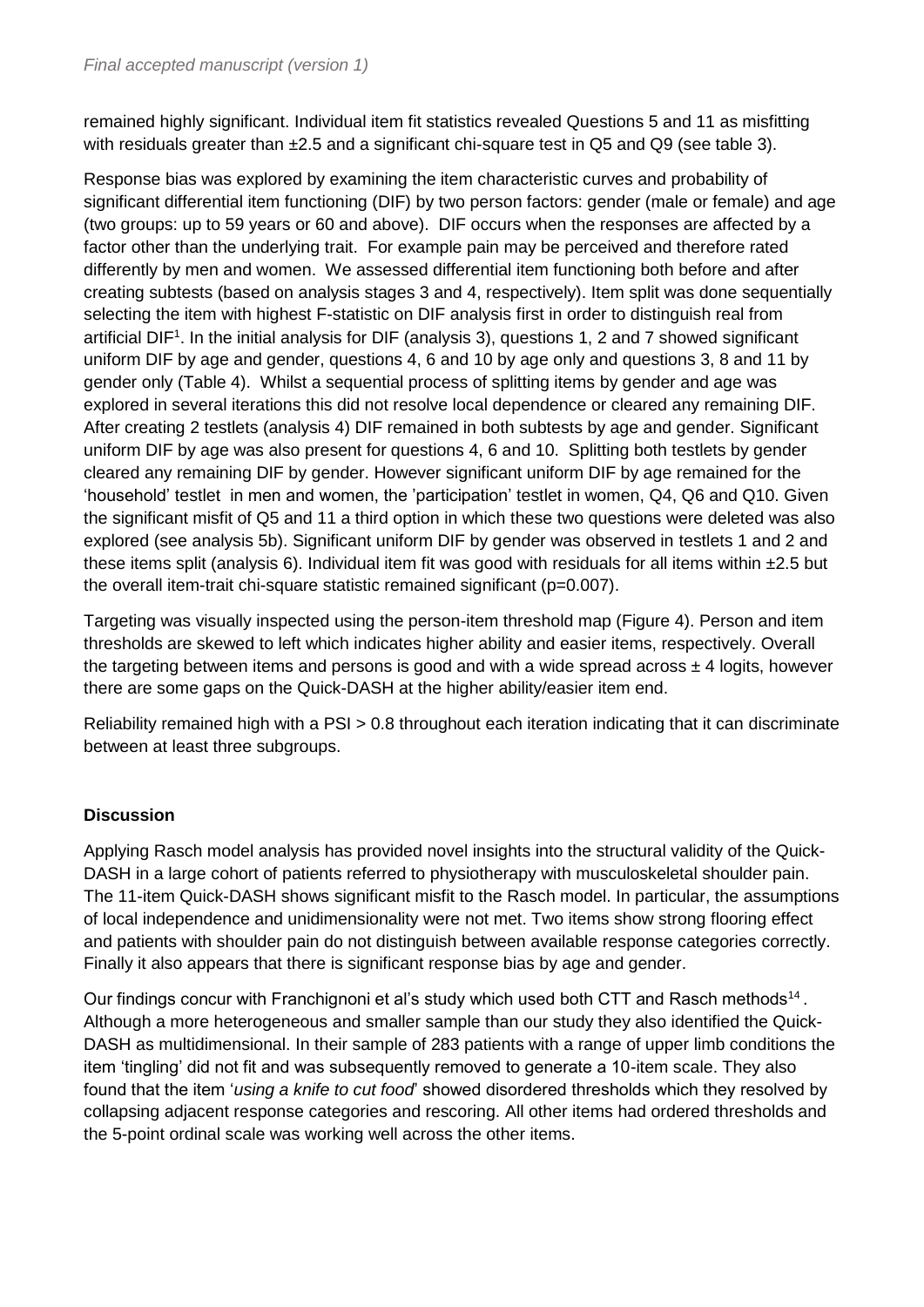remained highly significant. Individual item fit statistics revealed Questions 5 and 11 as misfitting with residuals greater than ±2.5 and a significant chi-square test in Q5 and Q9 (see table 3).

Response bias was explored by examining the item characteristic curves and probability of significant differential item functioning (DIF) by two person factors: gender (male or female) and age (two groups: up to 59 years or 60 and above). DIF occurs when the responses are affected by a factor other than the underlying trait. For example pain may be perceived and therefore rated differently by men and women. We assessed differential item functioning both before and after creating subtests (based on analysis stages 3 and 4, respectively). Item split was done sequentially selecting the item with highest F-statistic on DIF analysis first in order to distinguish real from artificial DIF[1]. In the initial analysis for DIF (analysis 3), questions 1, 2 and 7 showed significant uniform DIF by age and gender, questions 4, 6 and 10 by age only and questions 3, 8 and 11 by gender only (Table 4). Whilst a sequential process of splitting items by gender and age was explored in several iterations this did not resolve local dependence or cleared any remaining DIF. After creating 2 testlets (analysis 4) DIF remained in both subtests by age and gender. Significant uniform DIF by age was also present for questions 4, 6 and 10. Splitting both testlets by gender cleared any remaining DIF by gender. However significant uniform DIF by age remained for the 'household' testlet in men and women, the 'participation' testlet in women, Q4, Q6 and Q10. Given the significant misfit of Q5 and 11 a third option in which these two questions were deleted was also explored (see analysis 5b). Significant uniform DIF by gender was observed in testlets 1 and 2 and these items split (analysis 6). Individual item fit was good with residuals for all items within ±2.5 but the overall item-trait chi-square statistic remained significant ($p=0.007$).

Targeting was visually inspected using the person-item threshold map (Figure 4). Person and item thresholds are skewed to left which indicates higher ability and easier items, respectively. Overall the targeting between items and persons is good and with a wide spread across ± 4 logits, however there are some gaps on the Quick-DASH at the higher ability/easier item end.

Reliability remained high with a PSI > 0.8 throughout each iteration indicating that it can discriminate between at least three subgroups.

## Discussion

Applying Rasch model analysis has provided novel insights into the structural validity of the Quick-DASH in a large cohort of patients referred to physiotherapy with musculoskeletal shoulder pain. The 11-item Quick-DASH shows significant misfit to the Rasch model. In particular, the assumptions of local independence and unidimensionality were not met. Two items show strong flooring effect and patients with shoulder pain do not distinguish between available response categories correctly. Finally it also appears that there is significant response bias by age and gender.

Our findings concur with Franchignoni et al's study which used both CTT and Rasch methods[14]. Although a more heterogeneous and smaller sample than our study they also identified the Quick-DASH as multidimensional. In their sample of 283 patients with a range of upper limb conditions the item 'tingling' did not fit and was subsequently removed to generate a 10-item scale. They also found that the item '*using a knife to cut food*' showed disordered thresholds which they resolved by collapsing adjacent response categories and rescoring. All other items had ordered thresholds and the 5-point ordinal scale was working well across the other items.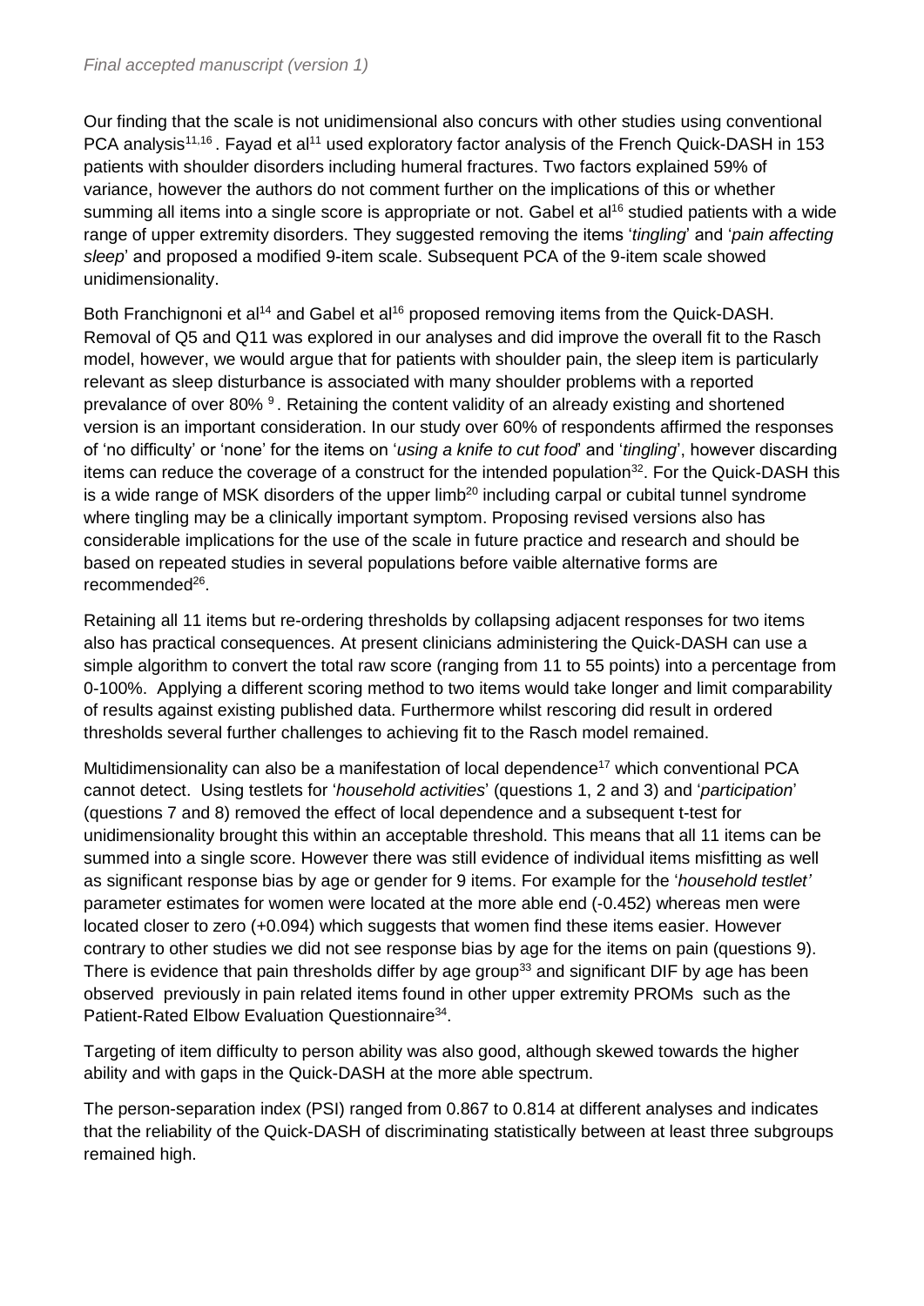Our finding that the scale is not unidimensional also concurs with other studies using conventional PCA analysis[11,16]. Fayad et al[11] used exploratory factor analysis of the French Quick-DASH in 153 patients with shoulder disorders including humeral fractures. Two factors explained 59% of variance, however the authors do not comment further on the implications of this or whether summing all items into a single score is appropriate or not. Gabel et al[16] studied patients with a wide range of upper extremity disorders. They suggested removing the items '*tingling*' and '*pain affecting sleep*' and proposed a modified 9-item scale. Subsequent PCA of the 9-item scale showed unidimensionality.

Both Franchignoni et al[14] and Gabel et al[16] proposed removing items from the Quick-DASH. Removal of Q5 and Q11 was explored in our analyses and did improve the overall fit to the Rasch model, however, we would argue that for patients with shoulder pain, the sleep item is particularly relevant as sleep disturbance is associated with many shoulder problems with a reported prevalance of over 80% [9]. Retaining the content validity of an already existing and shortened version is an important consideration. In our study over 60% of respondents affirmed the responses of 'no difficulty' or 'none' for the items on '*using a knife to cut food*' and '*tingling*', however discarding items can reduce the coverage of a construct for the intended population[32]. For the Quick-DASH this is a wide range of MSK disorders of the upper limb[20] including carpal or cubital tunnel syndrome where tingling may be a clinically important symptom. Proposing revised versions also has considerable implications for the use of the scale in future practice and research and should be based on repeated studies in several populations before vaible alternative forms are recommended[26].

Retaining all 11 items but re-ordering thresholds by collapsing adjacent responses for two items also has practical consequences. At present clinicians administering the Quick-DASH can use a simple algorithm to convert the total raw score (ranging from 11 to 55 points) into a percentage from 0-100%. Applying a different scoring method to two items would take longer and limit comparability of results against existing published data. Furthermore whilst rescoring did result in ordered thresholds several further challenges to achieving fit to the Rasch model remained.

Multidimensionality can also be a manifestation of local dependence[17] which conventional PCA cannot detect. Using testlets for '*household activities*' (questions 1, 2 and 3) and '*participation*' (questions 7 and 8) removed the effect of local dependence and a subsequent t-test for unidimensionality brought this within an acceptable threshold. This means that all 11 items can be summed into a single score. However there was still evidence of individual items misfitting as well as significant response bias by age or gender for 9 items. For example for the '*household testlet'* parameter estimates for women were located at the more able end (-0.452) whereas men were located closer to zero (+0.094) which suggests that women find these items easier. However contrary to other studies we did not see response bias by age for the items on pain (questions 9). There is evidence that pain thresholds differ by age group[33] and significant DIF by age has been observed previously in pain related items found in other upper extremity PROMs such as the Patient-Rated Elbow Evaluation Questionnaire[34].

Targeting of item difficulty to person ability was also good, although skewed towards the higher ability and with gaps in the Quick-DASH at the more able spectrum.

The person-separation index (PSI) ranged from 0.867 to 0.814 at different analyses and indicates that the reliability of the Quick-DASH of discriminating statistically between at least three subgroups remained high.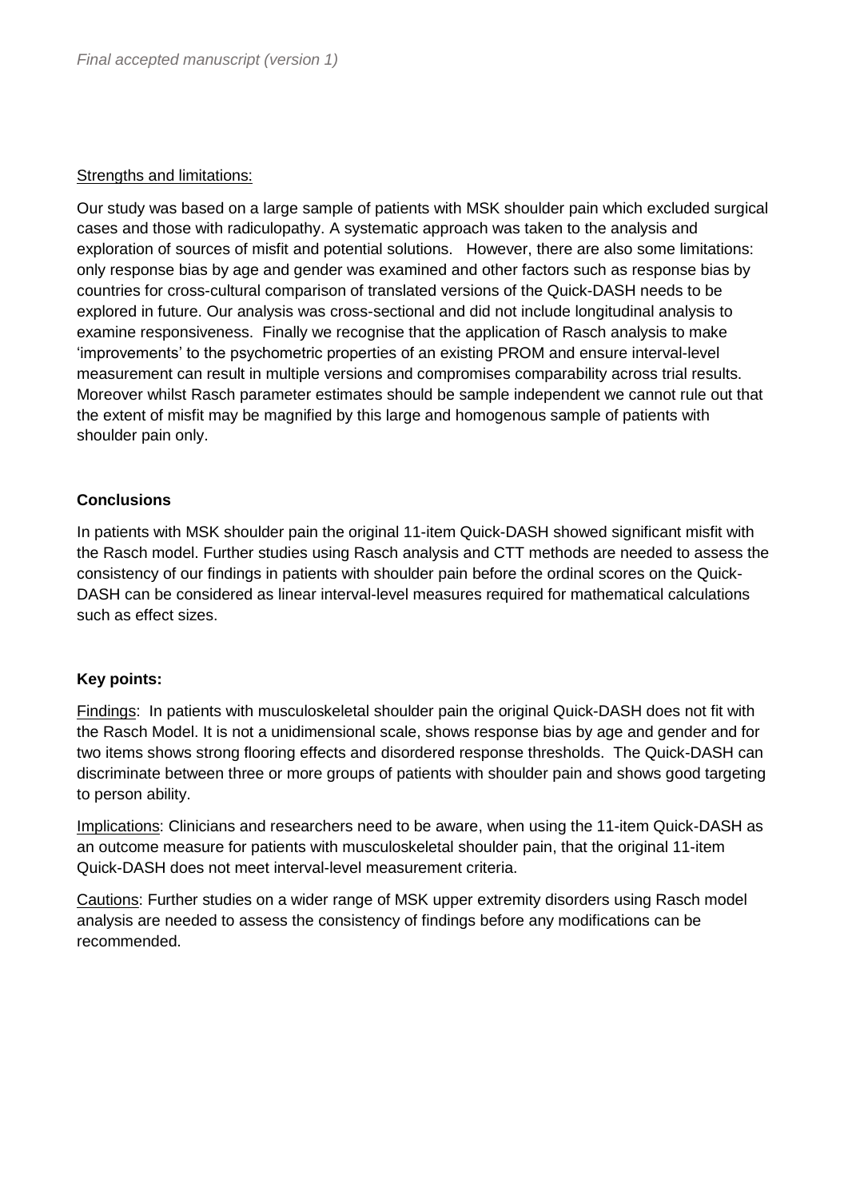Strengths and limitations:

Our study was based on a large sample of patients with MSK shoulder pain which excluded surgical cases and those with radiculopathy. A systematic approach was taken to the analysis and exploration of sources of misfit and potential solutions. However, there are also some limitations: only response bias by age and gender was examined and other factors such as response bias by countries for cross-cultural comparison of translated versions of the Quick-DASH needs to be explored in future. Our analysis was cross-sectional and did not include longitudinal analysis to examine responsiveness. Finally we recognise that the application of Rasch analysis to make 'improvements' to the psychometric properties of an existing PROM and ensure interval-level measurement can result in multiple versions and compromises comparability across trial results. Moreover whilst Rasch parameter estimates should be sample independent we cannot rule out that the extent of misfit may be magnified by this large and homogenous sample of patients with shoulder pain only.

**Conclusions**

In patients with MSK shoulder pain the original 11-item Quick-DASH showed significant misfit with the Rasch model. Further studies using Rasch analysis and CTT methods are needed to assess the consistency of our findings in patients with shoulder pain before the ordinal scores on the Quick-DASH can be considered as linear interval-level measures required for mathematical calculations such as effect sizes.

**Key points:**

Findings: In patients with musculoskeletal shoulder pain the original Quick-DASH does not fit with the Rasch Model. It is not a unidimensional scale, shows response bias by age and gender and for two items shows strong flooring effects and disordered response thresholds. The Quick-DASH can discriminate between three or more groups of patients with shoulder pain and shows good targeting to person ability.

Implications: Clinicians and researchers need to be aware, when using the 11-item Quick-DASH as an outcome measure for patients with musculoskeletal shoulder pain, that the original 11-item Quick-DASH does not meet interval-level measurement criteria.

Cautions: Further studies on a wider range of MSK upper extremity disorders using Rasch model analysis are needed to assess the consistency of findings before any modifications can be recommended.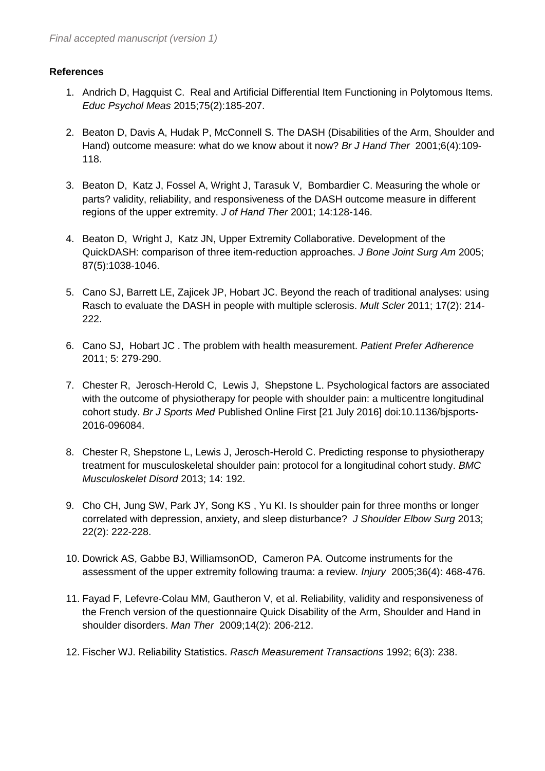**References**

1. Andrich D, Hagquist C. Real and Artificial Differential Item Functioning in Polytomous Items. *Educ Psychol Meas* 2015;75(2):185-207.

2. Beaton D, Davis A, Hudak P, McConnell S. The DASH (Disabilities of the Arm, Shoulder and Hand) outcome measure: what do we know about it now? *Br J Hand Ther* 2001;6(4):109-118.

3. Beaton D, Katz J, Fossel A, Wright J, Tarasuk V, Bombardier C. Measuring the whole or parts? validity, reliability, and responsiveness of the DASH outcome measure in different regions of the upper extremity. *J of Hand Ther* 2001; 14:128-146.

4. Beaton D, Wright J, Katz JN, Upper Extremity Collaborative. Development of the QuickDASH: comparison of three item-reduction approaches. *J Bone Joint Surg Am* 2005; 87(5):1038-1046.

5. Cano SJ, Barrett LE, Zajicek JP, Hobart JC. Beyond the reach of traditional analyses: using Rasch to evaluate the DASH in people with multiple sclerosis. *Mult Scler* 2011; 17(2): 214-222.

6. Cano SJ, Hobart JC . The problem with health measurement. *Patient Prefer Adherence* 2011; 5: 279-290.

7. Chester R, Jerosch-Herold C, Lewis J, Shepstone L. Psychological factors are associated with the outcome of physiotherapy for people with shoulder pain: a multicentre longitudinal cohort study. *Br J Sports Med* Published Online First [21 July 2016] doi:10.1136/bjsports-2016-096084.

8. Chester R, Shepstone L, Lewis J, Jerosch-Herold C. Predicting response to physiotherapy treatment for musculoskeletal shoulder pain: protocol for a longitudinal cohort study. *BMC Musculoskelet Disord* 2013; 14: 192.

9. Cho CH, Jung SW, Park JY, Song KS , Yu KI. Is shoulder pain for three months or longer correlated with depression, anxiety, and sleep disturbance? *J Shoulder Elbow Surg* 2013; 22(2): 222-228.

10. Dowrick AS, Gabbe BJ, WilliamsonOD, Cameron PA. Outcome instruments for the assessment of the upper extremity following trauma: a review. *Injury* 2005;36(4): 468-476.

11. Fayad F, Lefevre-Colau MM, Gautheron V, et al. Reliability, validity and responsiveness of the French version of the questionnaire Quick Disability of the Arm, Shoulder and Hand in shoulder disorders. *Man Ther* 2009;14(2): 206-212.

12. Fischer WJ. Reliability Statistics. *Rasch Measurement Transactions* 1992; 6(3): 238.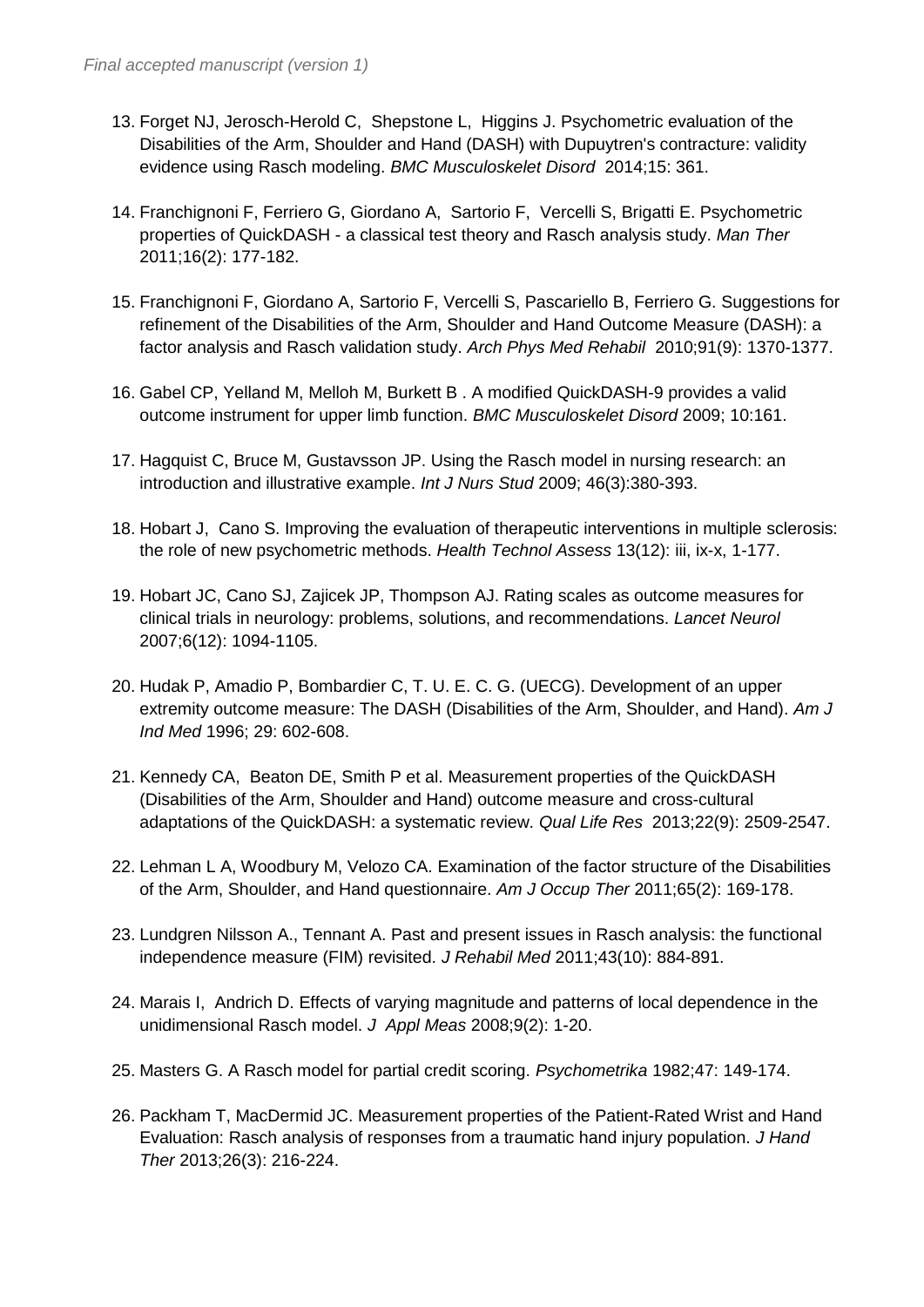13. Forget NJ, Jerosch-Herold C, Shepstone L, Higgins J. Psychometric evaluation of the Disabilities of the Arm, Shoulder and Hand (DASH) with Dupuytren's contracture: validity evidence using Rasch modeling. *BMC Musculoskelet Disord* 2014;15: 361.

14. Franchignoni F, Ferriero G, Giordano A, Sartorio F, Vercelli S, Brigatti E. Psychometric properties of QuickDASH - a classical test theory and Rasch analysis study. *Man Ther* 2011;16(2): 177-182.

15. Franchignoni F, Giordano A, Sartorio F, Vercelli S, Pascariello B, Ferriero G. Suggestions for refinement of the Disabilities of the Arm, Shoulder and Hand Outcome Measure (DASH): a factor analysis and Rasch validation study. *Arch Phys Med Rehabil* 2010;91(9): 1370-1377.

16. Gabel CP, Yelland M, Melloh M, Burkett B . A modified QuickDASH-9 provides a valid outcome instrument for upper limb function. *BMC Musculoskelet Disord* 2009; 10:161.

17. Hagquist C, Bruce M, Gustavsson JP. Using the Rasch model in nursing research: an introduction and illustrative example. *Int J Nurs Stud* 2009; 46(3):380-393.

18. Hobart J, Cano S. Improving the evaluation of therapeutic interventions in multiple sclerosis: the role of new psychometric methods. *Health Technol Assess* 13(12): iii, ix-x, 1-177.

19. Hobart JC, Cano SJ, Zajicek JP, Thompson AJ. Rating scales as outcome measures for clinical trials in neurology: problems, solutions, and recommendations. *Lancet Neurol* 2007;6(12): 1094-1105.

20. Hudak P, Amadio P, Bombardier C, T. U. E. C. G. (UECG). Development of an upper extremity outcome measure: The DASH (Disabilities of the Arm, Shoulder, and Hand). *Am J Ind Med* 1996; 29: 602-608.

21. Kennedy CA, Beaton DE, Smith P et al. Measurement properties of the QuickDASH (Disabilities of the Arm, Shoulder and Hand) outcome measure and cross-cultural adaptations of the QuickDASH: a systematic review. *Qual Life Res* 2013;22(9): 2509-2547.

22. Lehman L A, Woodbury M, Velozo CA. Examination of the factor structure of the Disabilities of the Arm, Shoulder, and Hand questionnaire. *Am J Occup Ther* 2011;65(2): 169-178.

23. Lundgren Nilsson A., Tennant A. Past and present issues in Rasch analysis: the functional independence measure (FIM) revisited. *J Rehabil Med* 2011;43(10): 884-891.

24. Marais I, Andrich D. Effects of varying magnitude and patterns of local dependence in the unidimensional Rasch model. *J Appl Meas* 2008;9(2): 1-20.

25. Masters G. A Rasch model for partial credit scoring. *Psychometrika* 1982;47: 149-174.

26. Packham T, MacDermid JC. Measurement properties of the Patient-Rated Wrist and Hand Evaluation: Rasch analysis of responses from a traumatic hand injury population. *J Hand Ther* 2013;26(3): 216-224.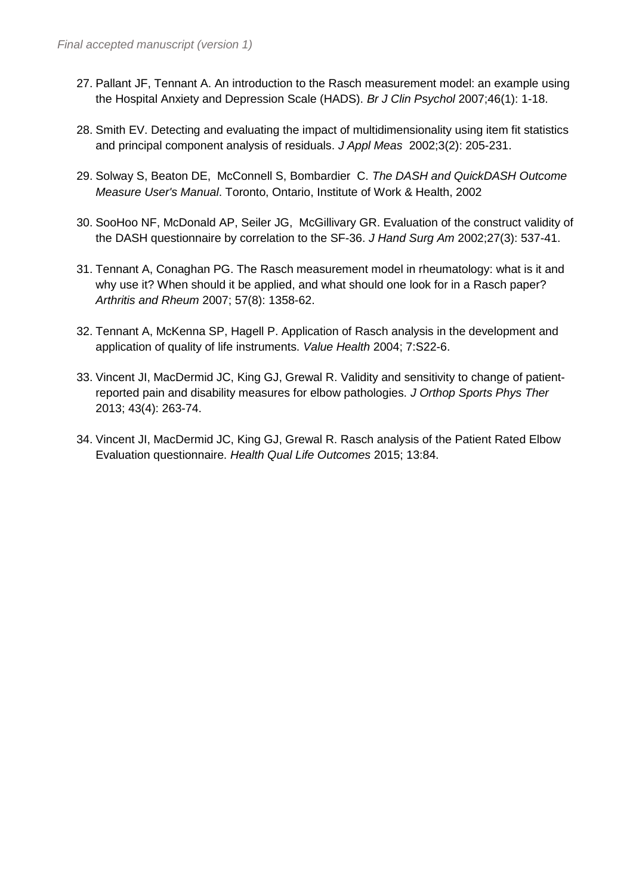27. Pallant JF, Tennant A. An introduction to the Rasch measurement model: an example using the Hospital Anxiety and Depression Scale (HADS). *Br J Clin Psychol* 2007;46(1): 1-18.

28. Smith EV. Detecting and evaluating the impact of multidimensionality using item fit statistics and principal component analysis of residuals. *J Appl Meas* 2002;3(2): 205-231.

29. Solway S, Beaton DE, McConnell S, Bombardier C. *The DASH and QuickDASH Outcome Measure User's Manual*. Toronto, Ontario, Institute of Work & Health, 2002

30. SooHoo NF, McDonald AP, Seiler JG, McGillivary GR. Evaluation of the construct validity of the DASH questionnaire by correlation to the SF-36. *J Hand Surg Am* 2002;27(3): 537-41.

31. Tennant A, Conaghan PG. The Rasch measurement model in rheumatology: what is it and why use it? When should it be applied, and what should one look for in a Rasch paper? *Arthritis and Rheum* 2007; 57(8): 1358-62.

32. Tennant A, McKenna SP, Hagell P. Application of Rasch analysis in the development and application of quality of life instruments. *Value Health* 2004; 7:S22-6.

33. Vincent JI, MacDermid JC, King GJ, Grewal R. Validity and sensitivity to change of patient-reported pain and disability measures for elbow pathologies. *J Orthop Sports Phys Ther* 2013; 43(4): 263-74.

34. Vincent JI, MacDermid JC, King GJ, Grewal R. Rasch analysis of the Patient Rated Elbow Evaluation questionnaire. *Health Qual Life Outcomes* 2015; 13:84.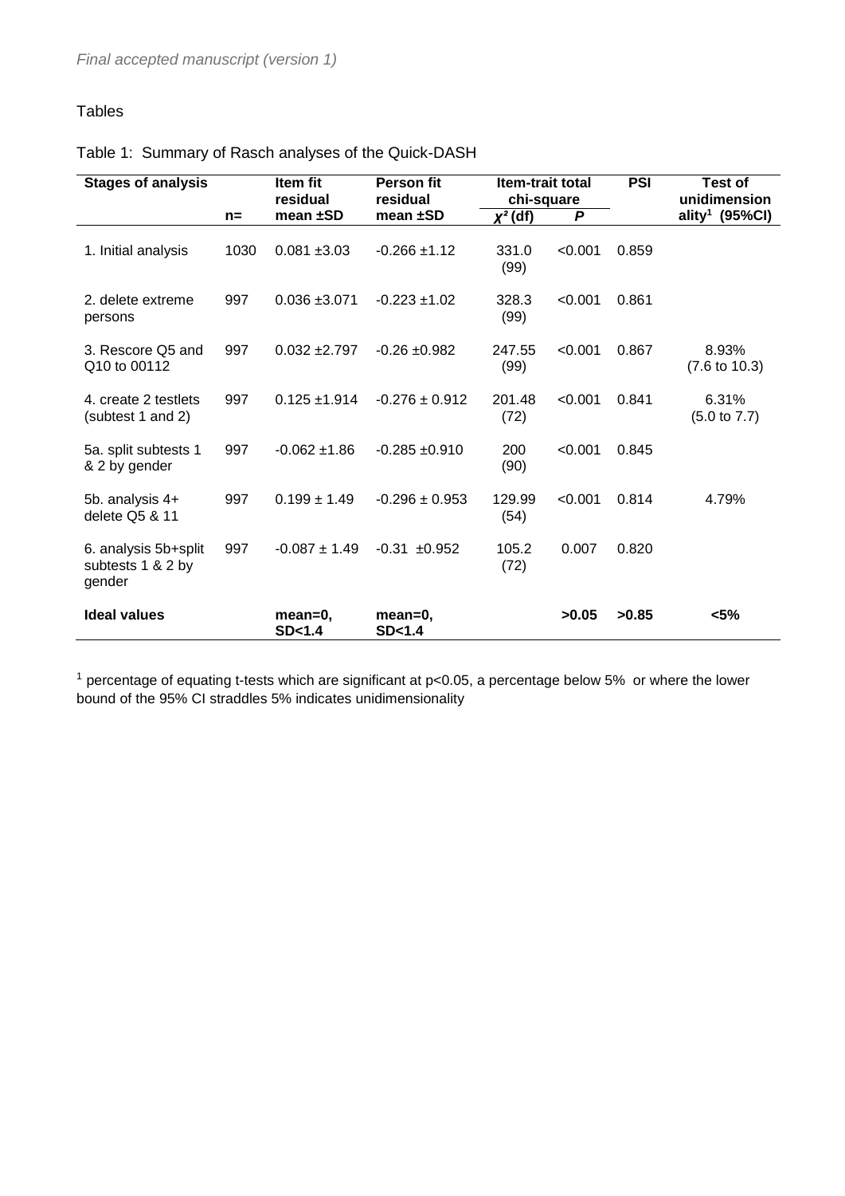*Final accepted manuscript (version 1)*

Tables

Table 1: Summary of Rasch analyses of the Quick-DASH

| Stages of analysis | n= | Item fit residual mean ±SD | Person fit residual mean ±SD | Item-trait total chi-square | | PSI | Test of unidimensionality[1] (95%CI) |
|---|---|---|---|---|---|---|---|
| | | | | $\chi^2$ (df) | *P* | | |
| 1. Initial analysis | 1030 | 0.081 ±3.03 | -0.266 ±1.12 | 331.0 (99) | <0.001 | 0.859 | |
| 2. delete extreme persons | 997 | 0.036 ±3.071 | -0.223 ±1.02 | 328.3 (99) | <0.001 | 0.861 | |
| 3. Rescore Q5 and Q10 to 00112 | 997 | 0.032 ±2.797 | -0.26 ±0.982 | 247.55 (99) | <0.001 | 0.867 | 8.93% (7.6 to 10.3) |
| 4. create 2 testlets (subtest 1 and 2) | 997 | 0.125 ±1.914 | -0.276 ± 0.912 | 201.48 (72) | <0.001 | 0.841 | 6.31% (5.0 to 7.7) |
| 5a. split subtests 1 & 2 by gender | 997 | -0.062 ±1.86 | -0.285 ±0.910 | 200 (90) | <0.001 | 0.845 | |
| 5b. analysis 4+ delete Q5 & 11 | 997 | 0.199 ± 1.49 | -0.296 ± 0.953 | 129.99 (54) | <0.001 | 0.814 | 4.79% |
| 6. analysis 5b+split subtests 1 & 2 by gender | 997 | -0.087 ± 1.49 | -0.31 ±0.952 | 105.2 (72) | 0.007 | 0.820 | |
| **Ideal values** | | **mean=0, SD<1.4** | **mean=0, SD<1.4** | | **>0.05** | **>0.85** | **<5%** |

[1] percentage of equating t-tests which are significant at p<0.05, a percentage below 5% or where the lower bound of the 95% CI straddles 5% indicates unidimensionality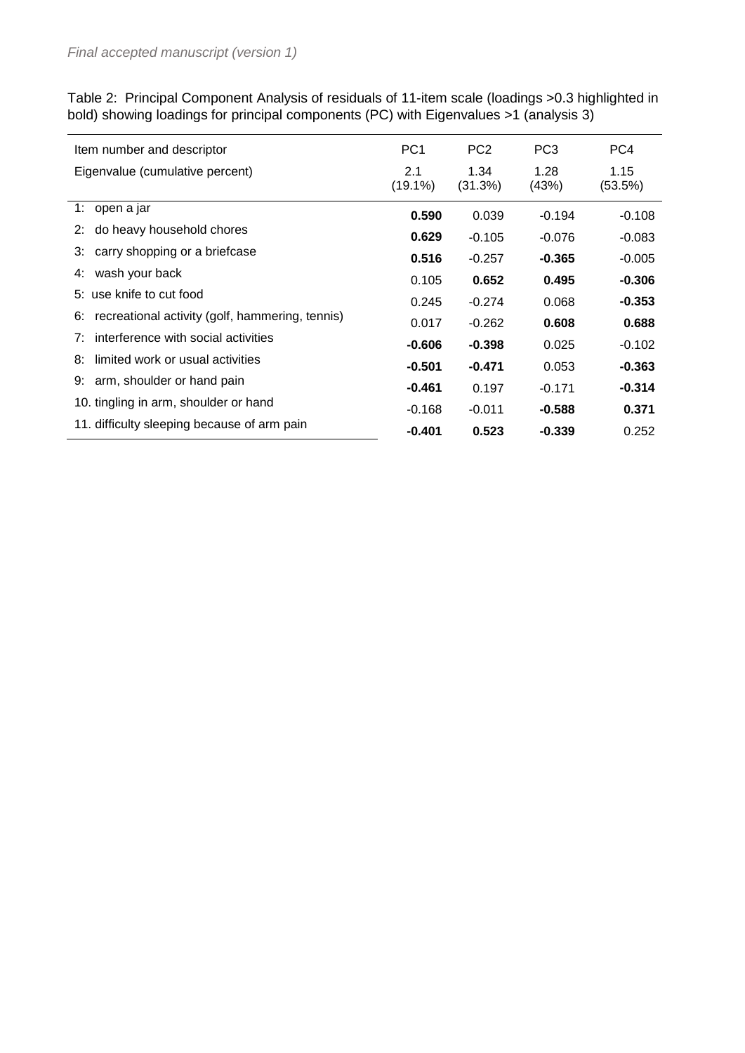*Final accepted manuscript (version 1)*

Table 2: Principal Component Analysis of residuals of 11-item scale (loadings >0.3 highlighted in bold) showing loadings for principal components (PC) with Eigenvalues >1 (analysis 3)

| Item number and descriptor | PC1 | PC2 | PC3 | PC4 |
|---|---|---|---|---|
| Eigenvalue (cumulative percent) | 2.1 (19.1%) | 1.34 (31.3%) | 1.28 (43%) | 1.15 (53.5%) |
| 1: open a jar | **0.590** | 0.039 | -0.194 | -0.108 |
| 2: do heavy household chores | **0.629** | -0.105 | -0.076 | -0.083 |
| 3: carry shopping or a briefcase | **0.516** | -0.257 | **-0.365** | -0.005 |
| 4: wash your back | 0.105 | **0.652** | **0.495** | **-0.306** |
| 5: use knife to cut food | 0.245 | -0.274 | 0.068 | **-0.353** |
| 6: recreational activity (golf, hammering, tennis) | 0.017 | -0.262 | **0.608** | **0.688** |
| 7: interference with social activities | **-0.606** | **-0.398** | 0.025 | -0.102 |
| 8: limited work or usual activities | **-0.501** | **-0.471** | 0.053 | **-0.363** |
| 9: arm, shoulder or hand pain | **-0.461** | 0.197 | -0.171 | **-0.314** |
| 10. tingling in arm, shoulder or hand | -0.168 | -0.011 | **-0.588** | **0.371** |
| 11. difficulty sleeping because of arm pain | **-0.401** | **0.523** | **-0.339** | 0.252 |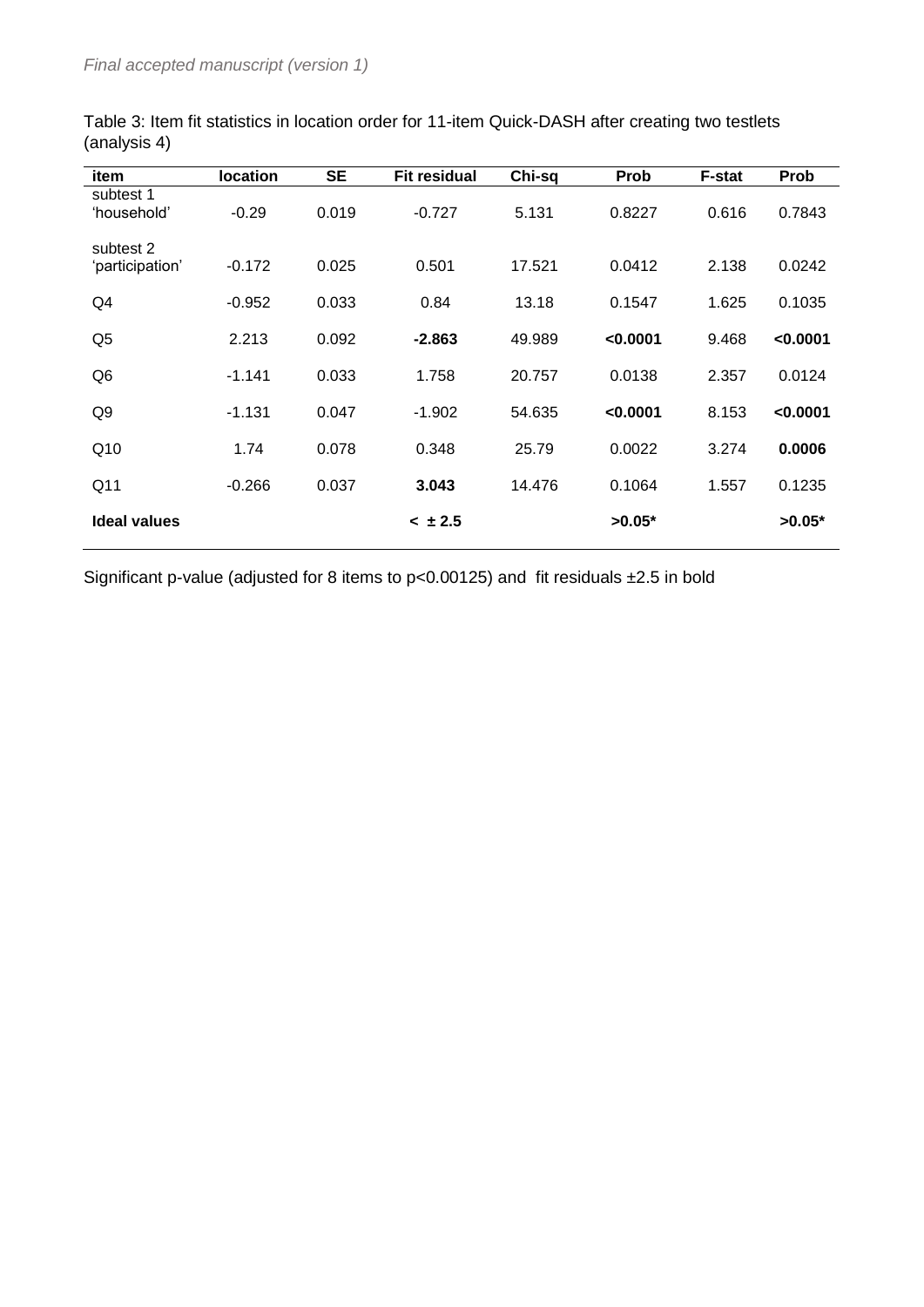Table 3: Item fit statistics in location order for 11-item Quick-DASH after creating two testlets (analysis 4)

| item | location | SE | Fit residual | Chi-sq | Prob | F-stat | Prob |
|---|---|---|---|---|---|---|---|
| subtest 1 'household' | -0.29 | 0.019 | -0.727 | 5.131 | 0.8227 | 0.616 | 0.7843 |
| subtest 2 'participation' | -0.172 | 0.025 | 0.501 | 17.521 | 0.0412 | 2.138 | 0.0242 |
| Q4 | -0.952 | 0.033 | 0.84 | 13.18 | 0.1547 | 1.625 | 0.1035 |
| Q5 | 2.213 | 0.092 | **-2.863** | 49.989 | **<0.0001** | 9.468 | **<0.0001** |
| Q6 | -1.141 | 0.033 | 1.758 | 20.757 | 0.0138 | 2.357 | 0.0124 |
| Q9 | -1.131 | 0.047 | -1.902 | 54.635 | **<0.0001** | 8.153 | **<0.0001** |
| Q10 | 1.74 | 0.078 | 0.348 | 25.79 | 0.0022 | 3.274 | **0.0006** |
| Q11 | -0.266 | 0.037 | **3.043** | 14.476 | 0.1064 | 1.557 | 0.1235 |
| **Ideal values** | | | **< ± 2.5** | | **>0.05*** | | **>0.05*** |

Significant p-value (adjusted for 8 items to p<0.00125) and fit residuals ±2.5 in bold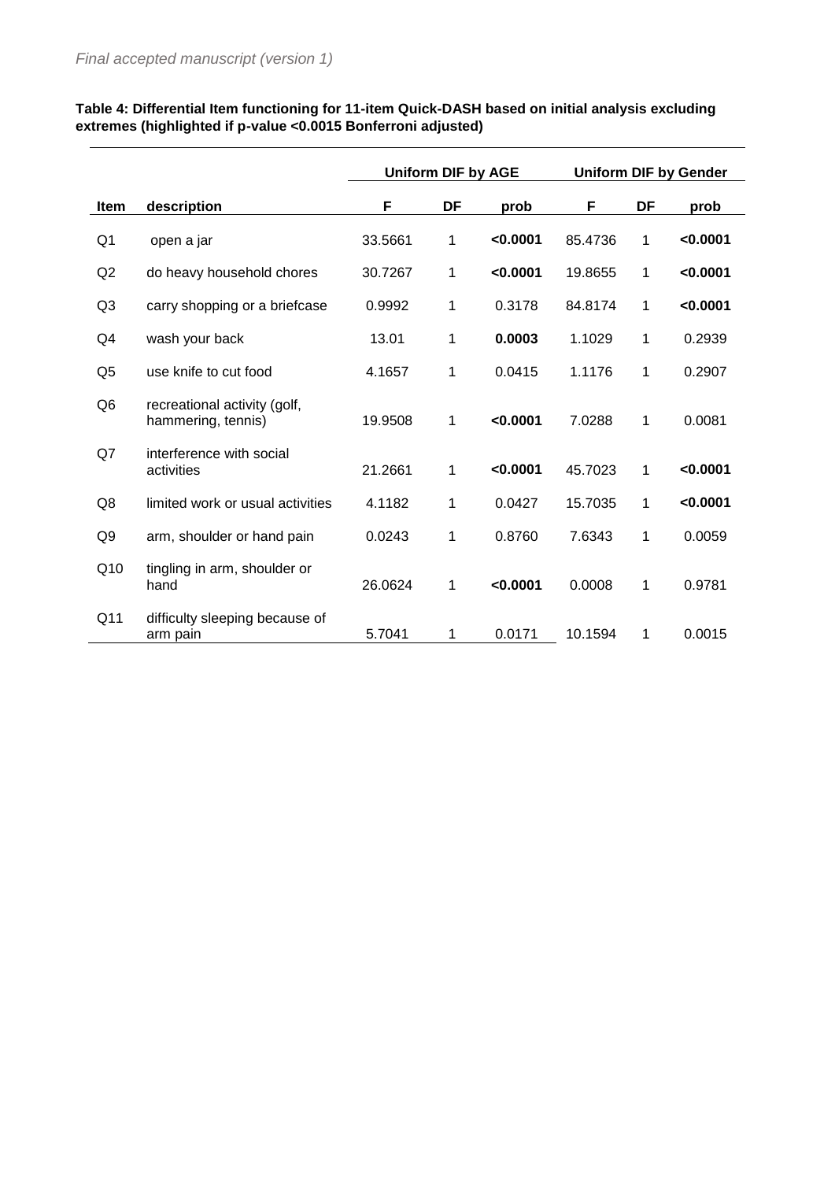**Table 4: Differential Item functioning for 11-item Quick-DASH based on initial analysis excluding extremes (highlighted if p-value <0.0015 Bonferroni adjusted)**

| | | Uniform DIF by AGE | | | Uniform DIF by Gender | | |
|---|---|---|---|---|---|---|---|
| **Item** | **description** | **F** | **DF** | **prob** | **F** | **DF** | **prob** |
| Q1 | open a jar | 33.5661 | 1 | **<0.0001** | 85.4736 | 1 | **<0.0001** |
| Q2 | do heavy household chores | 30.7267 | 1 | **<0.0001** | 19.8655 | 1 | **<0.0001** |
| Q3 | carry shopping or a briefcase | 0.9992 | 1 | 0.3178 | 84.8174 | 1 | **<0.0001** |
| Q4 | wash your back | 13.01 | 1 | **0.0003** | 1.1029 | 1 | 0.2939 |
| Q5 | use knife to cut food | 4.1657 | 1 | 0.0415 | 1.1176 | 1 | 0.2907 |
| Q6 | recreational activity (golf, hammering, tennis) | 19.9508 | 1 | **<0.0001** | 7.0288 | 1 | 0.0081 |
| Q7 | interference with social activities | 21.2661 | 1 | **<0.0001** | 45.7023 | 1 | **<0.0001** |
| Q8 | limited work or usual activities | 4.1182 | 1 | 0.0427 | 15.7035 | 1 | **<0.0001** |
| Q9 | arm, shoulder or hand pain | 0.0243 | 1 | 0.8760 | 7.6343 | 1 | 0.0059 |
| Q10 | tingling in arm, shoulder or hand | 26.0624 | 1 | **<0.0001** | 0.0008 | 1 | 0.9781 |
| Q11 | difficulty sleeping because of arm pain | 5.7041 | 1 | 0.0171 | 10.1594 | 1 | 0.0015 |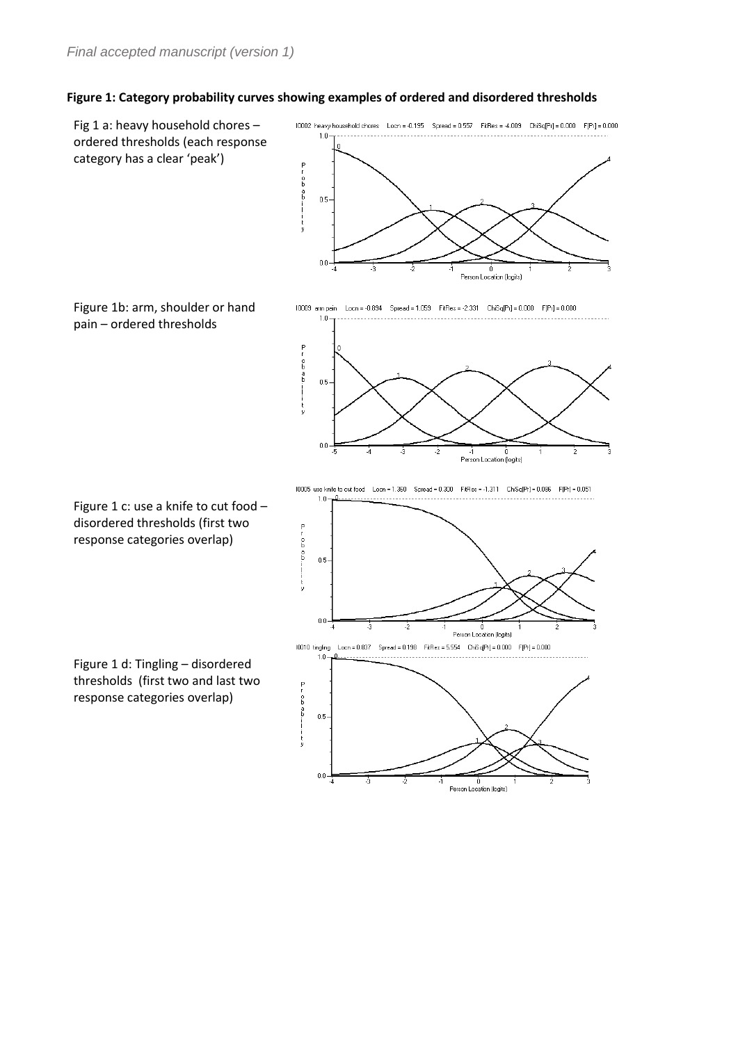**Figure 1: Category probability curves showing examples of ordered and disordered thresholds**

Fig 1 a: heavy household chores – ordered thresholds (each response category has a clear 'peak')

Figure 1b: arm, shoulder or hand pain – ordered thresholds

Figure 1 c: use a knife to cut food – disordered thresholds (first two response categories overlap)

Figure 1 d: Tingling – disordered thresholds (first two and last two response categories overlap)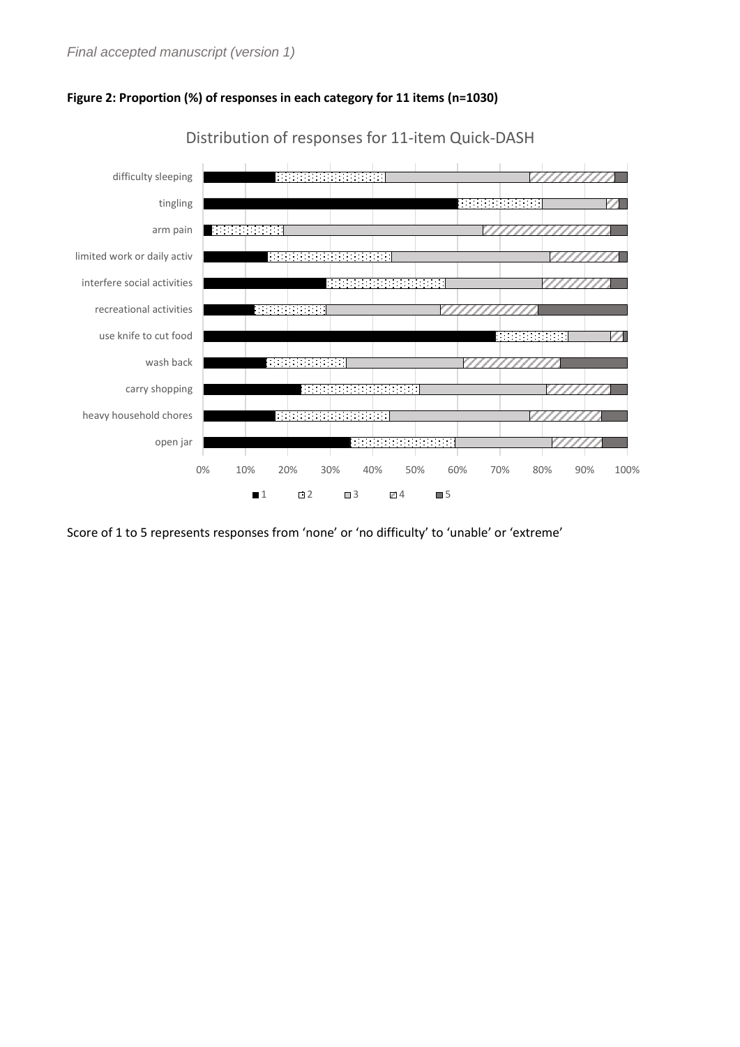**Figure 2: Proportion (%) of responses in each category for 11 items (n=1030)**

Score of 1 to 5 represents responses from 'none' or 'no difficulty' to 'unable' or 'extreme'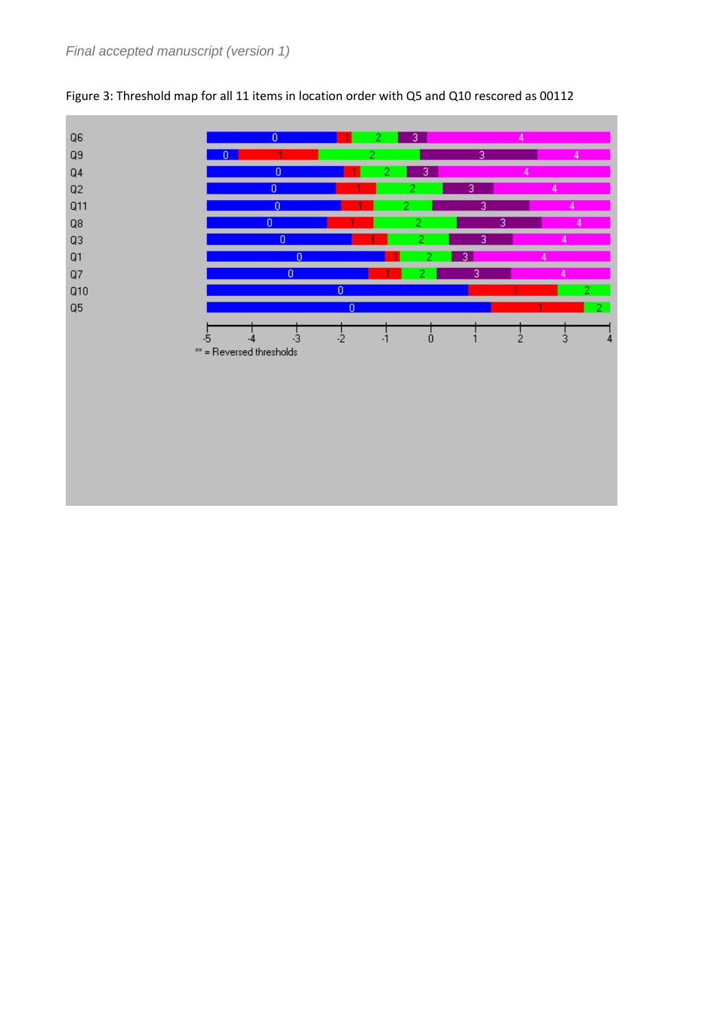Figure 3: Threshold map for all 11 items in location order with Q5 and Q10 rescored as 00112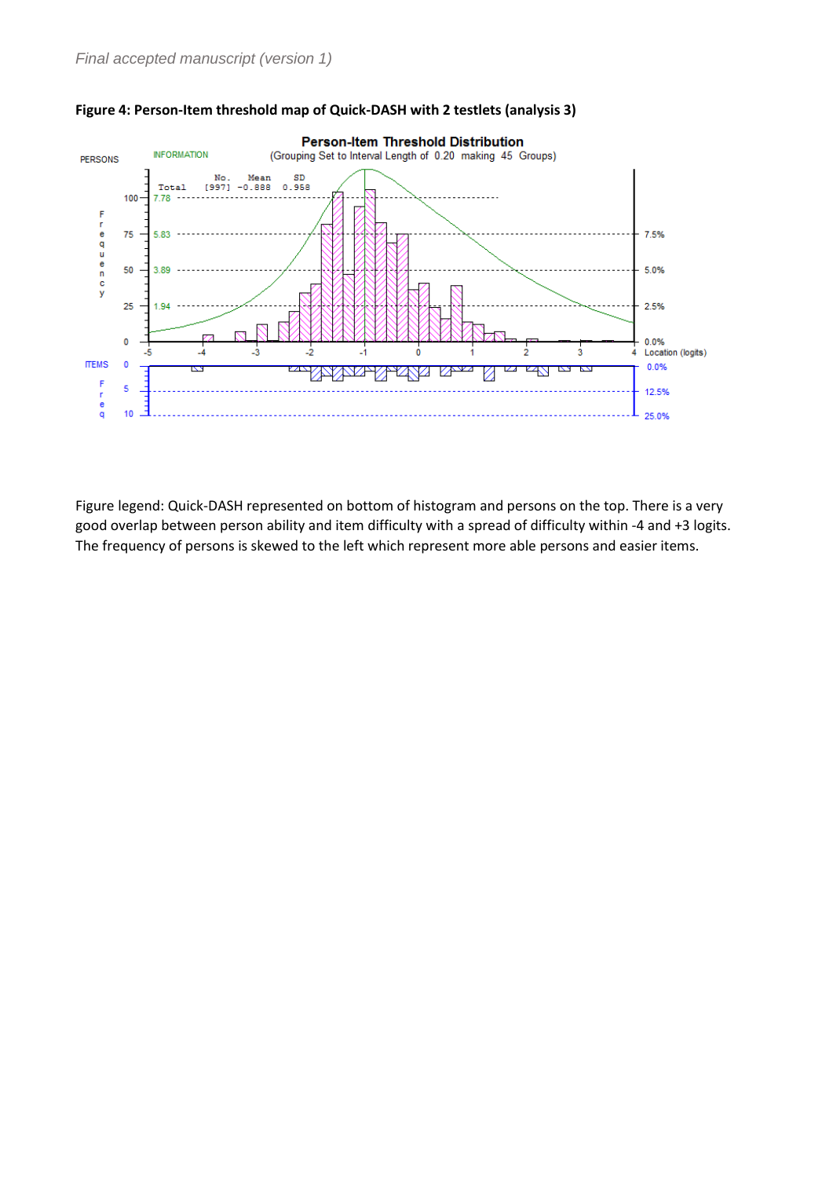**Figure 4: Person-Item threshold map of Quick-DASH with 2 testlets (analysis 3)**

Figure legend: Quick-DASH represented on bottom of histogram and persons on the top. There is a very good overlap between person ability and item difficulty with a spread of difficulty within -4 and +3 logits. The frequency of persons is skewed to the left which represent more able persons and easier items.